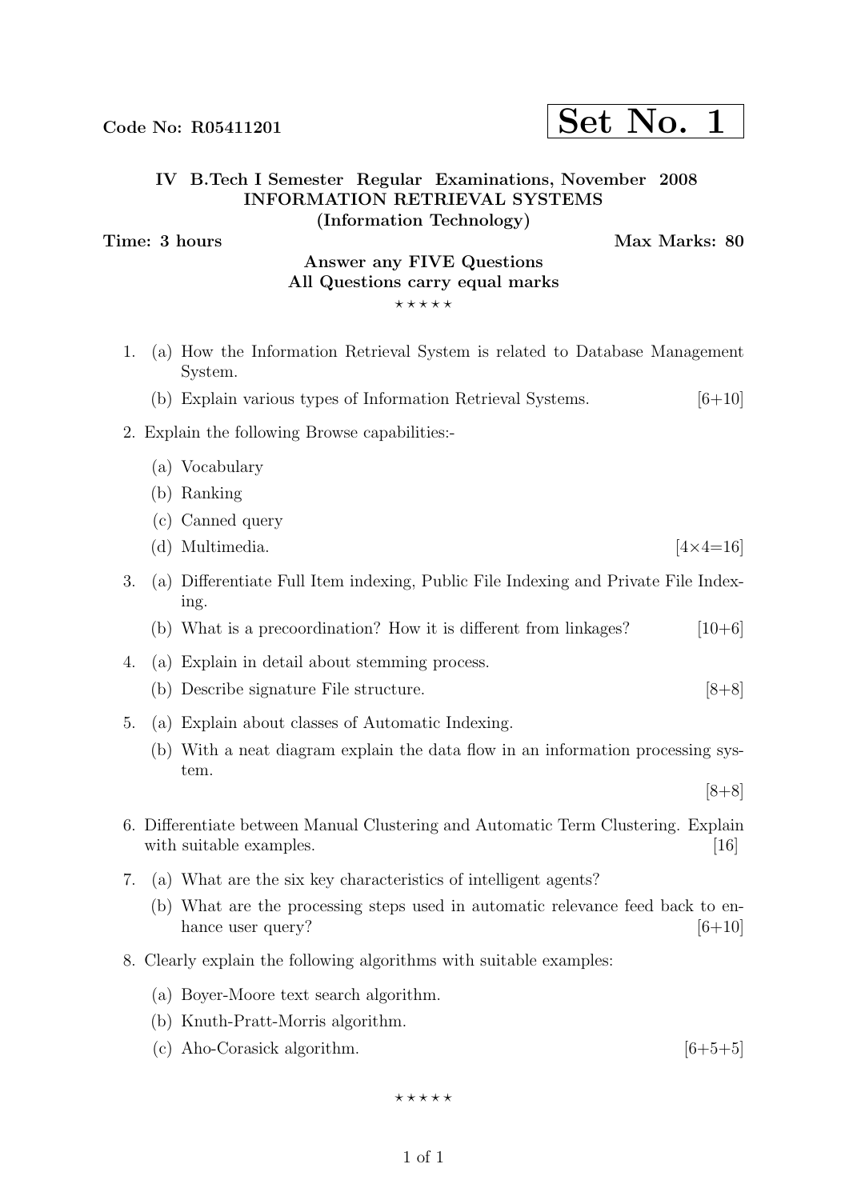Code No: R05411201

**Set No. 1**

**IV B.Tech I Semester Regular Examinations, November 2008**
**INFORMATION RETRIEVAL SYSTEMS**
**(Information Technology)**

**Time: 3 hours** **Max Marks: 80**

**Answer any FIVE Questions**
**All Questions carry equal marks**

⋆ ⋆ ⋆ ⋆ ⋆

1. (a) How the Information Retrieval System is related to Database Management System.
   (b) Explain various types of Information Retrieval Systems. [6+10]

2. Explain the following Browse capabilities:-
   (a) Vocabulary
   (b) Ranking
   (c) Canned query
   (d) Multimedia. [4×4=16]

3. (a) Differentiate Full Item indexing, Public File Indexing and Private File Indexing.
   (b) What is a precoordination? How it is different from linkages? [10+6]

4. (a) Explain in detail about stemming process.
   (b) Describe signature File structure. [8+8]

5. (a) Explain about classes of Automatic Indexing.
   (b) With a neat diagram explain the data flow in an information processing system. [8+8]

6. Differentiate between Manual Clustering and Automatic Term Clustering. Explain with suitable examples. [16]

7. (a) What are the six key characteristics of intelligent agents?
   (b) What are the processing steps used in automatic relevance feed back to enhance user query? [6+10]

8. Clearly explain the following algorithms with suitable examples:
   (a) Boyer-Moore text search algorithm.
   (b) Knuth-Pratt-Morris algorithm.
   (c) Aho-Corasick algorithm. [6+5+5]

⋆ ⋆ ⋆ ⋆ ⋆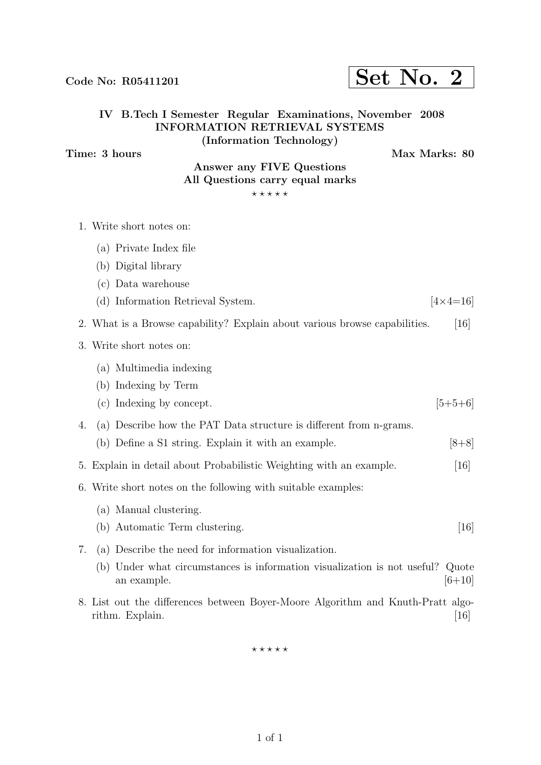Code No: R05411201 **Set No. 2**

**IV B.Tech I Semester Regular Examinations, November 2008**
**INFORMATION RETRIEVAL SYSTEMS**
**(Information Technology)**

**Time: 3 hours** **Max Marks: 80**

**Answer any FIVE Questions**
**All Questions carry equal marks**

⋆ ⋆ ⋆ ⋆ ⋆

1. Write short notes on:
   (a) Private Index file
   (b) Digital library
   (c) Data warehouse
   (d) Information Retrieval System. [4×4=16]

2. What is a Browse capability? Explain about various browse capabilities. [16]

3. Write short notes on:
   (a) Multimedia indexing
   (b) Indexing by Term
   (c) Indexing by concept. [5+5+6]

4. (a) Describe how the PAT Data structure is different from n-grams.
   (b) Define a S1 string. Explain it with an example. [8+8]

5. Explain in detail about Probabilistic Weighting with an example. [16]

6. Write short notes on the following with suitable examples:
   (a) Manual clustering.
   (b) Automatic Term clustering. [16]

7. (a) Describe the need for information visualization.
   (b) Under what circumstances is information visualization is not useful? Quote an example. [6+10]

8. List out the differences between Boyer-Moore Algorithm and Knuth-Pratt algorithm. Explain. [16]

⋆ ⋆ ⋆ ⋆ ⋆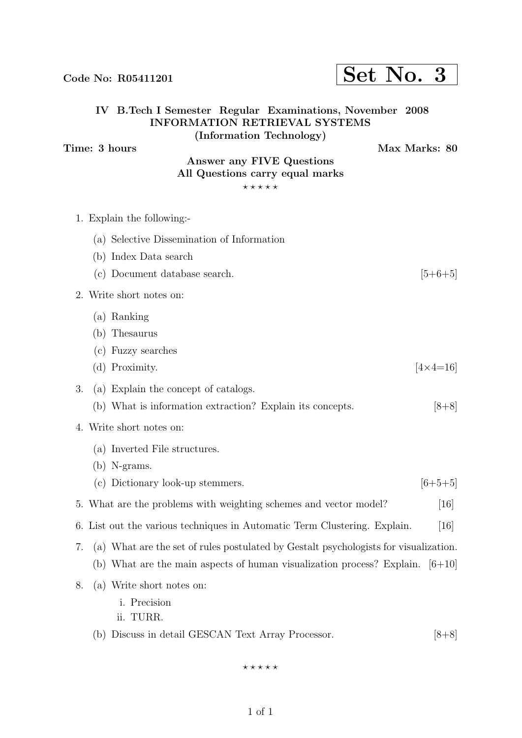Code No: R05411201

**Set No. 3**

**IV B.Tech I Semester Regular Examinations, November 2008**
**INFORMATION RETRIEVAL SYSTEMS**
**(Information Technology)**

**Time: 3 hours** **Max Marks: 80**

**Answer any FIVE Questions**
**All Questions carry equal marks**

⋆ ⋆ ⋆ ⋆ ⋆

1. Explain the following:-
   (a) Selective Dissemination of Information
   (b) Index Data search
   (c) Document database search. [5+6+5]

2. Write short notes on:
   (a) Ranking
   (b) Thesaurus
   (c) Fuzzy searches
   (d) Proximity. [4×4=16]

3. (a) Explain the concept of catalogs.
   (b) What is information extraction? Explain its concepts. [8+8]

4. Write short notes on:
   (a) Inverted File structures.
   (b) N-grams.
   (c) Dictionary look-up stemmers. [6+5+5]

5. What are the problems with weighting schemes and vector model? [16]

6. List out the various techniques in Automatic Term Clustering. Explain. [16]

7. (a) What are the set of rules postulated by Gestalt psychologists for visualization.
   (b) What are the main aspects of human visualization process? Explain. [6+10]

8. (a) Write short notes on:
      i. Precision
      ii. TURR.
   (b) Discuss in detail GESCAN Text Array Processor. [8+8]

⋆ ⋆ ⋆ ⋆ ⋆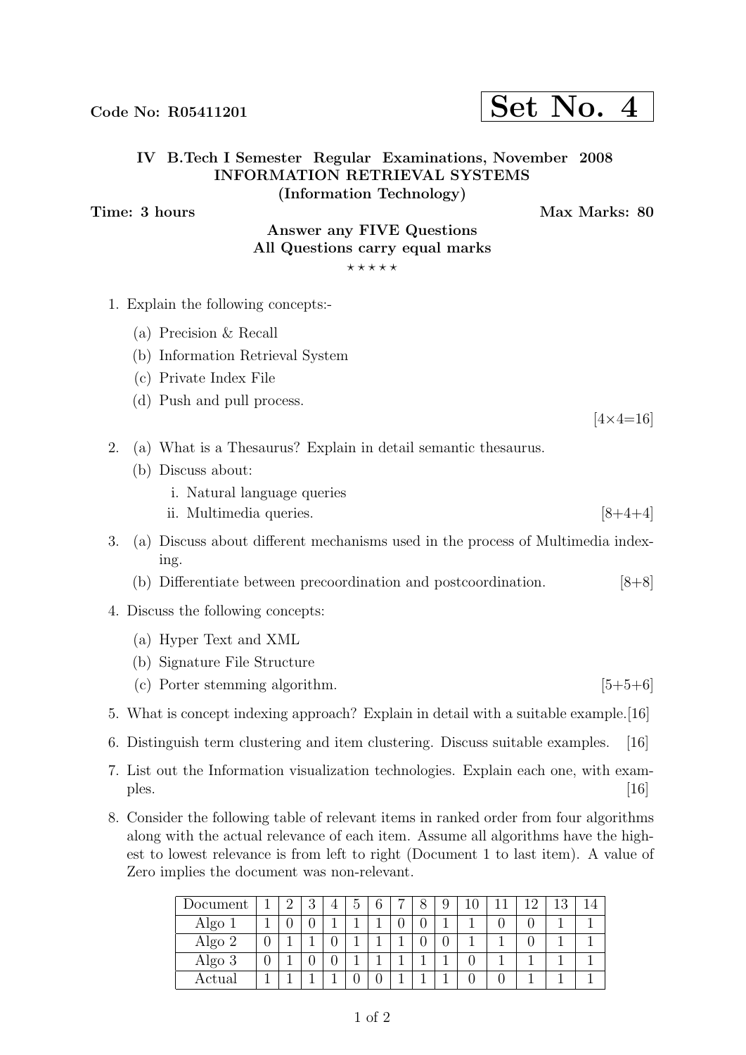Code No: R05411201

**Set No. 4**

**IV B.Tech I Semester Regular Examinations, November 2008**
**INFORMATION RETRIEVAL SYSTEMS**
**(Information Technology)**

**Time: 3 hours** **Max Marks: 80**

**Answer any FIVE Questions**
**All Questions carry equal marks**

⋆ ⋆ ⋆ ⋆ ⋆

1. Explain the following concepts:-
   (a) Precision & Recall
   (b) Information Retrieval System
   (c) Private Index File
   (d) Push and pull process. [4×4=16]

2. (a) What is a Thesaurus? Explain in detail semantic thesaurus.
   (b) Discuss about:
      i. Natural language queries
      ii. Multimedia queries. [8+4+4]

3. (a) Discuss about different mechanisms used in the process of Multimedia indexing.
   (b) Differentiate between precoordination and postcoordination. [8+8]

4. Discuss the following concepts:
   (a) Hyper Text and XML
   (b) Signature File Structure
   (c) Porter stemming algorithm. [5+5+6]

5. What is concept indexing approach? Explain in detail with a suitable example.[16]

6. Distinguish term clustering and item clustering. Discuss suitable examples. [16]

7. List out the Information visualization technologies. Explain each one, with examples. [16]

8. Consider the following table of relevant items in ranked order from four algorithms along with the actual relevance of each item. Assume all algorithms have the highest to lowest relevance is from left to right (Document 1 to last item). A value of Zero implies the document was non-relevant.

| Document | 1 | 2 | 3 | 4 | 5 | 6 | 7 | 8 | 9 | 10 | 11 | 12 | 13 | 14 |
|---|---|---|---|---|---|---|---|---|---|---|---|---|---|---|
| Algo 1 | 1 | 0 | 0 | 1 | 1 | 1 | 0 | 0 | 1 | 1 | 0 | 0 | 1 | 1 |
| Algo 2 | 0 | 1 | 1 | 0 | 1 | 1 | 1 | 0 | 0 | 1 | 1 | 0 | 1 | 1 |
| Algo 3 | 0 | 1 | 0 | 0 | 1 | 1 | 1 | 1 | 1 | 0 | 1 | 1 | 1 | 1 |
| Actual | 1 | 1 | 1 | 1 | 0 | 0 | 1 | 1 | 1 | 0 | 0 | 1 | 1 | 1 |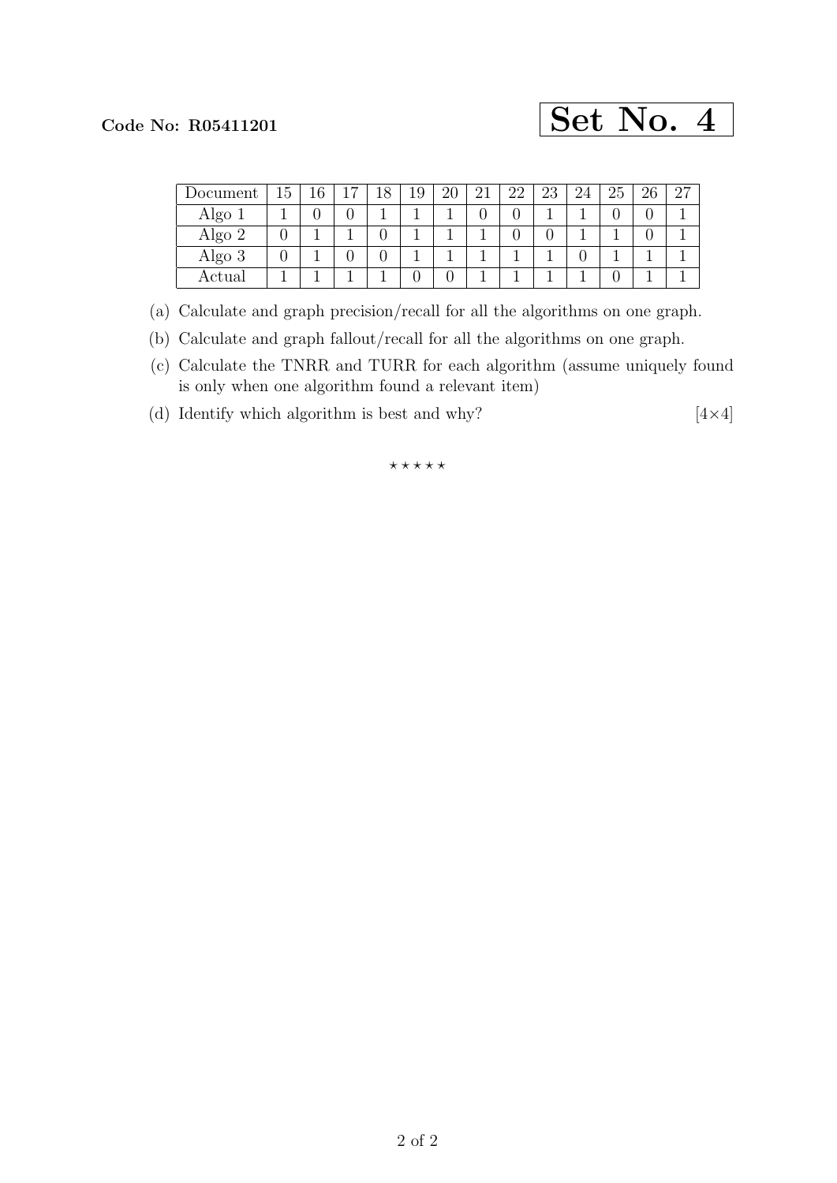| Document | 15 | 16 | 17 | 18 | 19 | 20 | 21 | 22 | 23 | 24 | 25 | 26 | 27 |
|---|---|---|---|---|---|---|---|---|---|---|---|---|---|
| Algo 1 | 1 | 0 | 0 | 1 | 1 | 1 | 0 | 0 | 1 | 1 | 0 | 0 | 1 |
| Algo 2 | 0 | 1 | 1 | 0 | 1 | 1 | 1 | 0 | 0 | 1 | 1 | 0 | 1 |
| Algo 3 | 0 | 1 | 0 | 0 | 1 | 1 | 1 | 1 | 1 | 0 | 1 | 1 | 1 |
| Actual | 1 | 1 | 1 | 1 | 0 | 0 | 1 | 1 | 1 | 1 | 0 | 1 | 1 |

(a) Calculate and graph precision/recall for all the algorithms on one graph.

(b) Calculate and graph fallout/recall for all the algorithms on one graph.

(c) Calculate the TNRR and TURR for each algorithm (assume uniquely found is only when one algorithm found a relevant item)

(d) Identify which algorithm is best and why? [4×4]

⋆ ⋆ ⋆ ⋆ ⋆